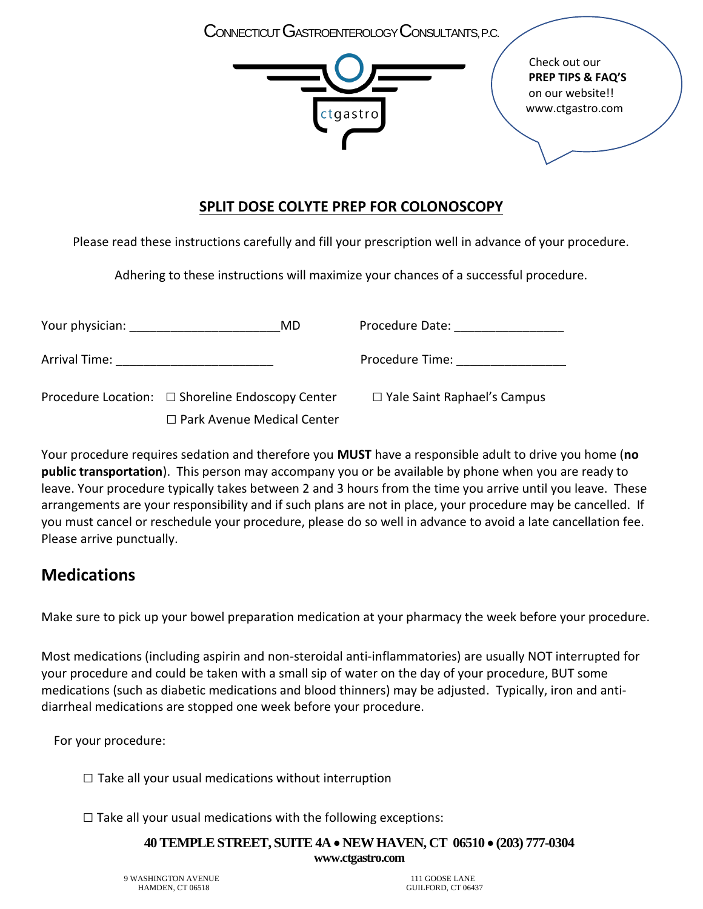CONNECTICUT GASTROENTEROLOGY CONSULTANTS, P.C.

ctgastro

Check out our
**PREP TIPS & FAQ'S**
on our website!!
www.ctgastro.com

## SPLIT DOSE COLYTE PREP FOR COLONOSCOPY

Please read these instructions carefully and fill your prescription well in advance of your procedure.

Adhering to these instructions will maximize your chances of a successful procedure.

Your physician: ______________________MD    Procedure Date: ________________

Arrival Time: _______________________    Procedure Time: ________________

Procedure Location: ☐ Shoreline Endoscopy Center    ☐ Yale Saint Raphael's Campus
☐ Park Avenue Medical Center

Your procedure requires sedation and therefore you **MUST** have a responsible adult to drive you home (**no public transportation**). This person may accompany you or be available by phone when you are ready to leave. Your procedure typically takes between 2 and 3 hours from the time you arrive until you leave. These arrangements are your responsibility and if such plans are not in place, your procedure may be cancelled. If you must cancel or reschedule your procedure, please do so well in advance to avoid a late cancellation fee. Please arrive punctually.

## Medications

Make sure to pick up your bowel preparation medication at your pharmacy the week before your procedure.

Most medications (including aspirin and non-steroidal anti-inflammatories) are usually NOT interrupted for your procedure and could be taken with a small sip of water on the day of your procedure, BUT some medications (such as diabetic medications and blood thinners) may be adjusted. Typically, iron and anti-diarrheal medications are stopped one week before your procedure.

For your procedure:

☐ Take all your usual medications without interruption

☐ Take all your usual medications with the following exceptions:

**40 TEMPLE STREET, SUITE 4A • NEW HAVEN, CT 06510 • (203) 777-0304**
**www.ctgastro.com**

9 WASHINGTON AVENUE
HAMDEN, CT 06518

111 GOOSE LANE
GUILFORD, CT 06437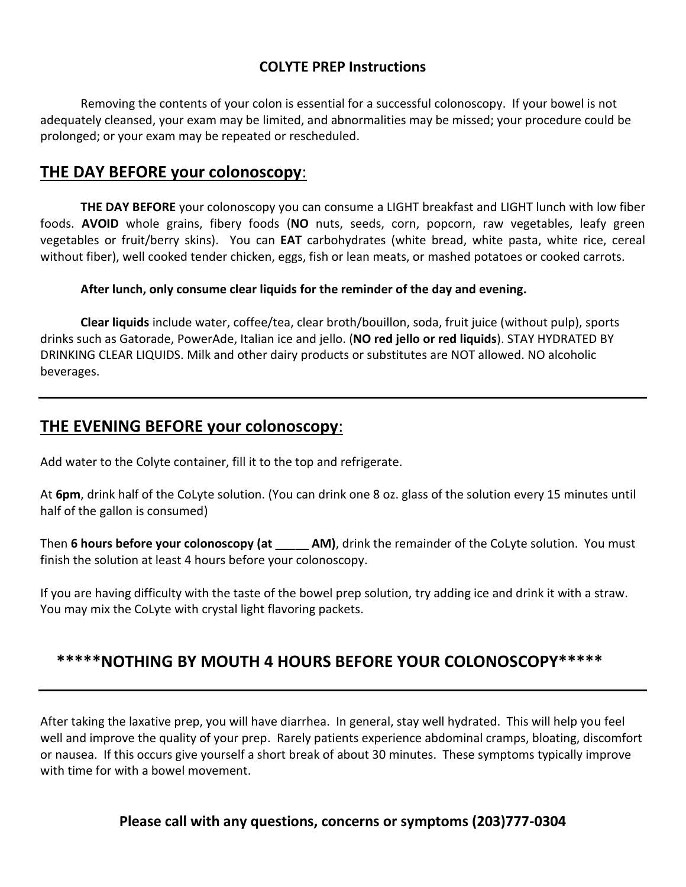# COLYTE PREP Instructions

Removing the contents of your colon is essential for a successful colonoscopy. If your bowel is not adequately cleansed, your exam may be limited, and abnormalities may be missed; your procedure could be prolonged; or your exam may be repeated or rescheduled.

## THE DAY BEFORE your colonoscopy:

**THE DAY BEFORE** your colonoscopy you can consume a LIGHT breakfast and LIGHT lunch with low fiber foods. **AVOID** whole grains, fibery foods (**NO** nuts, seeds, corn, popcorn, raw vegetables, leafy green vegetables or fruit/berry skins). You can **EAT** carbohydrates (white bread, white pasta, white rice, cereal without fiber), well cooked tender chicken, eggs, fish or lean meats, or mashed potatoes or cooked carrots.

**After lunch, only consume clear liquids for the reminder of the day and evening.**

**Clear liquids** include water, coffee/tea, clear broth/bouillon, soda, fruit juice (without pulp), sports drinks such as Gatorade, PowerAde, Italian ice and jello. (**NO red jello or red liquids**). STAY HYDRATED BY DRINKING CLEAR LIQUIDS. Milk and other dairy products or substitutes are NOT allowed. NO alcoholic beverages.

---

## THE EVENING BEFORE your colonoscopy:

Add water to the Colyte container, fill it to the top and refrigerate.

At **6pm**, drink half of the CoLyte solution. (You can drink one 8 oz. glass of the solution every 15 minutes until half of the gallon is consumed)

Then **6 hours before your colonoscopy (at _____ AM)**, drink the remainder of the CoLyte solution. You must finish the solution at least 4 hours before your colonoscopy.

If you are having difficulty with the taste of the bowel prep solution, try adding ice and drink it with a straw. You may mix the CoLyte with crystal light flavoring packets.

## *****NOTHING BY MOUTH 4 HOURS BEFORE YOUR COLONOSCOPY*****

---

After taking the laxative prep, you will have diarrhea. In general, stay well hydrated. This will help you feel well and improve the quality of your prep. Rarely patients experience abdominal cramps, bloating, discomfort or nausea. If this occurs give yourself a short break of about 30 minutes. These symptoms typically improve with time for with a bowel movement.

**Please call with any questions, concerns or symptoms (203)777-0304**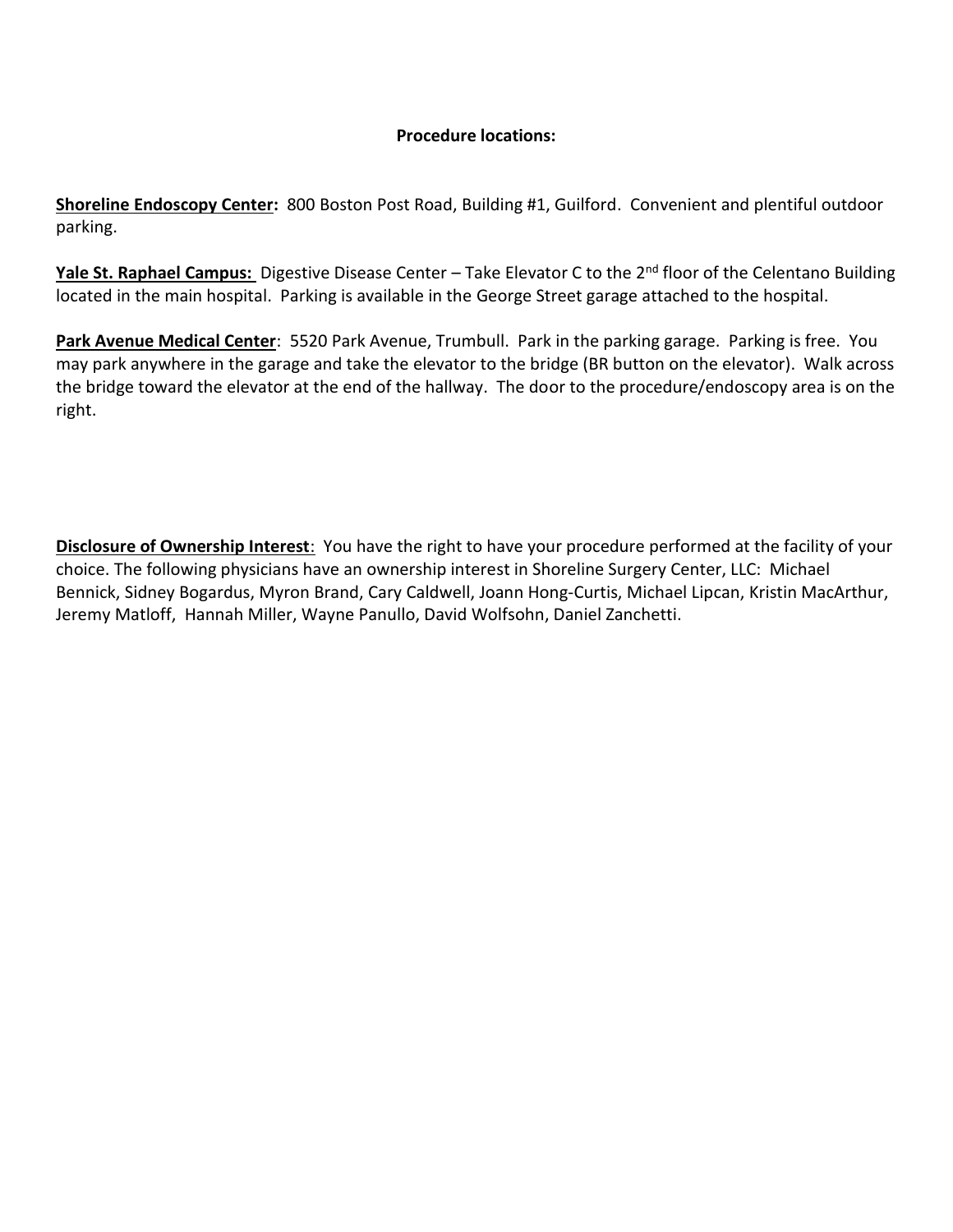**Procedure locations:**

**Shoreline Endoscopy Center:** 800 Boston Post Road, Building #1, Guilford. Convenient and plentiful outdoor parking.

**Yale St. Raphael Campus:** Digestive Disease Center – Take Elevator C to the 2nd floor of the Celentano Building located in the main hospital. Parking is available in the George Street garage attached to the hospital.

**Park Avenue Medical Center**: 5520 Park Avenue, Trumbull. Park in the parking garage. Parking is free. You may park anywhere in the garage and take the elevator to the bridge (BR button on the elevator). Walk across the bridge toward the elevator at the end of the hallway. The door to the procedure/endoscopy area is on the right.

**Disclosure of Ownership Interest**: You have the right to have your procedure performed at the facility of your choice. The following physicians have an ownership interest in Shoreline Surgery Center, LLC: Michael Bennick, Sidney Bogardus, Myron Brand, Cary Caldwell, Joann Hong-Curtis, Michael Lipcan, Kristin MacArthur, Jeremy Matloff, Hannah Miller, Wayne Panullo, David Wolfsohn, Daniel Zanchetti.